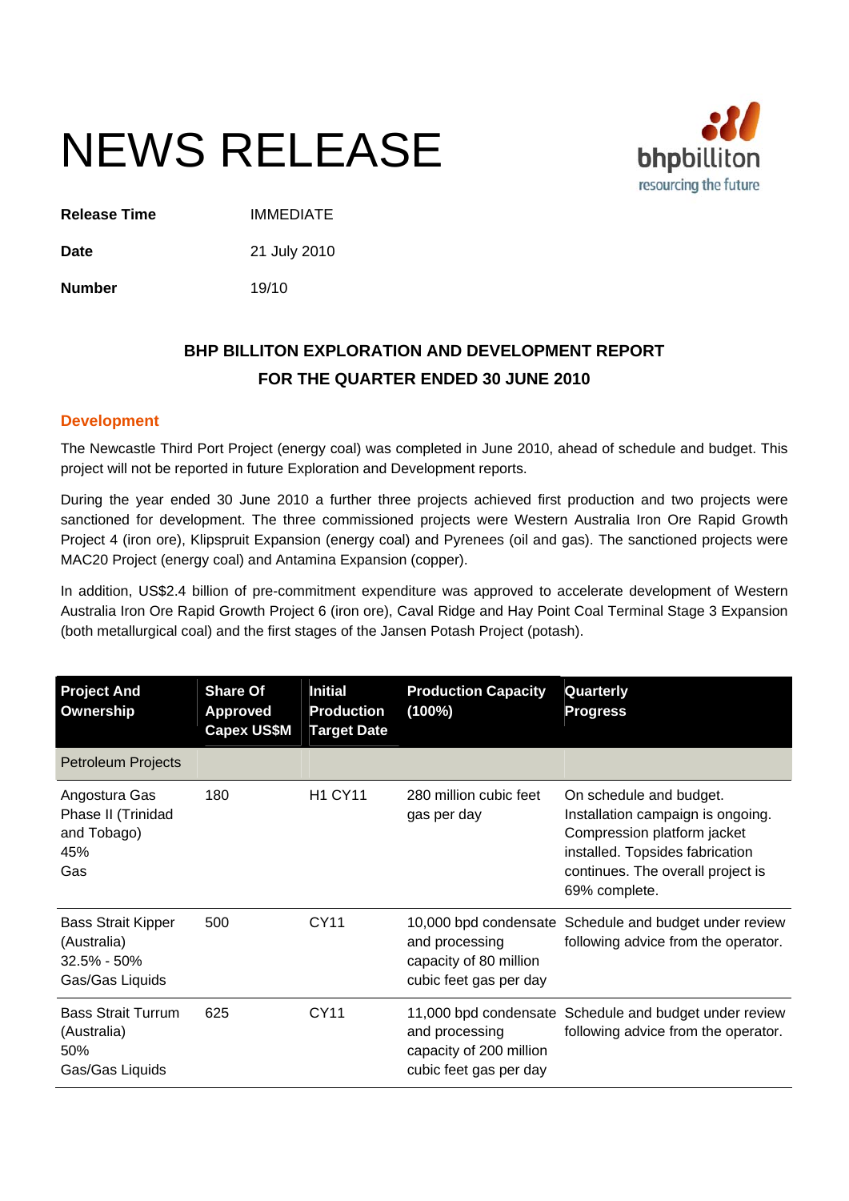# NEWS RELEASE

**Release Time** IMMEDIATE

**Date** 21 July 2010

**Number** 19/10

## BHP BILLITON EXPLORATION AND DEVELOPMENT REPORT FOR THE QUARTER ENDED 30 JUNE 2010

### Development

The Newcastle Third Port Project (energy coal) was completed in June 2010, ahead of schedule and budget. This project will not be reported in future Exploration and Development reports.

During the year ended 30 June 2010 a further three projects achieved first production and two projects were sanctioned for development. The three commissioned projects were Western Australia Iron Ore Rapid Growth Project 4 (iron ore), Klipspruit Expansion (energy coal) and Pyrenees (oil and gas). The sanctioned projects were MAC20 Project (energy coal) and Antamina Expansion (copper).

In addition, US$2.4 billion of pre-commitment expenditure was approved to accelerate development of Western Australia Iron Ore Rapid Growth Project 6 (iron ore), Caval Ridge and Hay Point Coal Terminal Stage 3 Expansion (both metallurgical coal) and the first stages of the Jansen Potash Project (potash).

| Project And Ownership | Share Of Approved Capex US$M | Initial Production Target Date | Production Capacity (100%) | Quarterly Progress |
|---|---|---|---|---|
| Petroleum Projects | | | | |
| Angostura Gas Phase II (Trinidad and Tobago)<br>45%<br>Gas | 180 | H1 CY11 | 280 million cubic feet gas per day | On schedule and budget. Installation campaign is ongoing. Compression platform jacket installed. Topsides fabrication continues. The overall project is 69% complete. |
| Bass Strait Kipper (Australia)<br>32.5% - 50%<br>Gas/Gas Liquids | 500 | CY11 | 10,000 bpd condensate and processing capacity of 80 million cubic feet gas per day | Schedule and budget under review following advice from the operator. |
| Bass Strait Turrum (Australia)<br>50%<br>Gas/Gas Liquids | 625 | CY11 | 11,000 bpd condensate and processing capacity of 200 million cubic feet gas per day | Schedule and budget under review following advice from the operator. |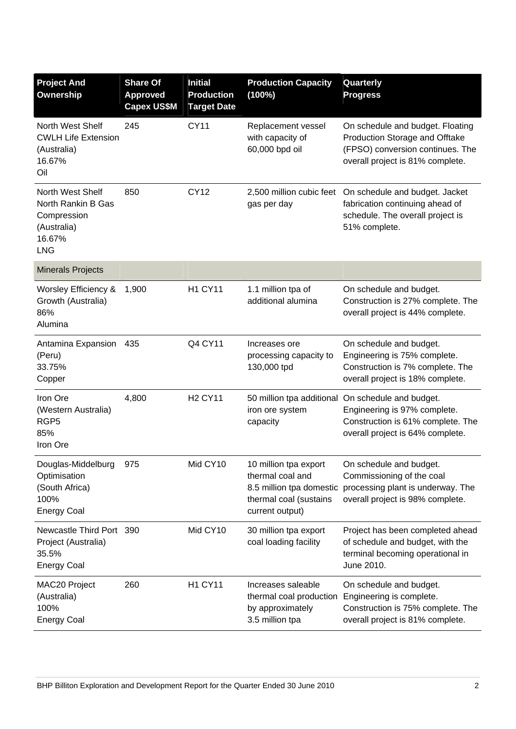| Project And Ownership | Share Of Approved Capex US$M | Initial Production Target Date | Production Capacity (100%) | Quarterly Progress |
|---|---|---|---|---|
| North West Shelf CWLH Life Extension (Australia)<br>16.67%<br>Oil | 245 | CY11 | Replacement vessel with capacity of 60,000 bpd oil | On schedule and budget. Floating Production Storage and Offtake (FPSO) conversion continues. The overall project is 81% complete. |
| North West Shelf North Rankin B Gas Compression (Australia)<br>16.67%<br>LNG | 850 | CY12 | 2,500 million cubic feet gas per day | On schedule and budget. Jacket fabrication continuing ahead of schedule. The overall project is 51% complete. |
| Minerals Projects | | | | |
| Worsley Efficiency & Growth (Australia)<br>86%<br>Alumina | 1,900 | H1 CY11 | 1.1 million tpa of additional alumina | On schedule and budget. Construction is 27% complete. The overall project is 44% complete. |
| Antamina Expansion (Peru)<br>33.75%<br>Copper | 435 | Q4 CY11 | Increases ore processing capacity to 130,000 tpd | On schedule and budget. Engineering is 75% complete. Construction is 7% complete. The overall project is 18% complete. |
| Iron Ore (Western Australia)<br>RGP5<br>85%<br>Iron Ore | 4,800 | H2 CY11 | 50 million tpa additional iron ore system capacity | On schedule and budget. Engineering is 97% complete. Construction is 61% complete. The overall project is 64% complete. |
| Douglas-Middelburg Optimisation (South Africa)<br>100%<br>Energy Coal | 975 | Mid CY10 | 10 million tpa export thermal coal and 8.5 million tpa domestic thermal coal (sustains current output) | On schedule and budget. Commissioning of the coal processing plant is underway. The overall project is 98% complete. |
| Newcastle Third Port Project (Australia)<br>35.5%<br>Energy Coal | 390 | Mid CY10 | 30 million tpa export coal loading facility | Project has been completed ahead of schedule and budget, with the terminal becoming operational in June 2010. |
| MAC20 Project (Australia)<br>100%<br>Energy Coal | 260 | H1 CY11 | Increases saleable thermal coal production by approximately 3.5 million tpa | On schedule and budget. Engineering is complete. Construction is 75% complete. The overall project is 81% complete. |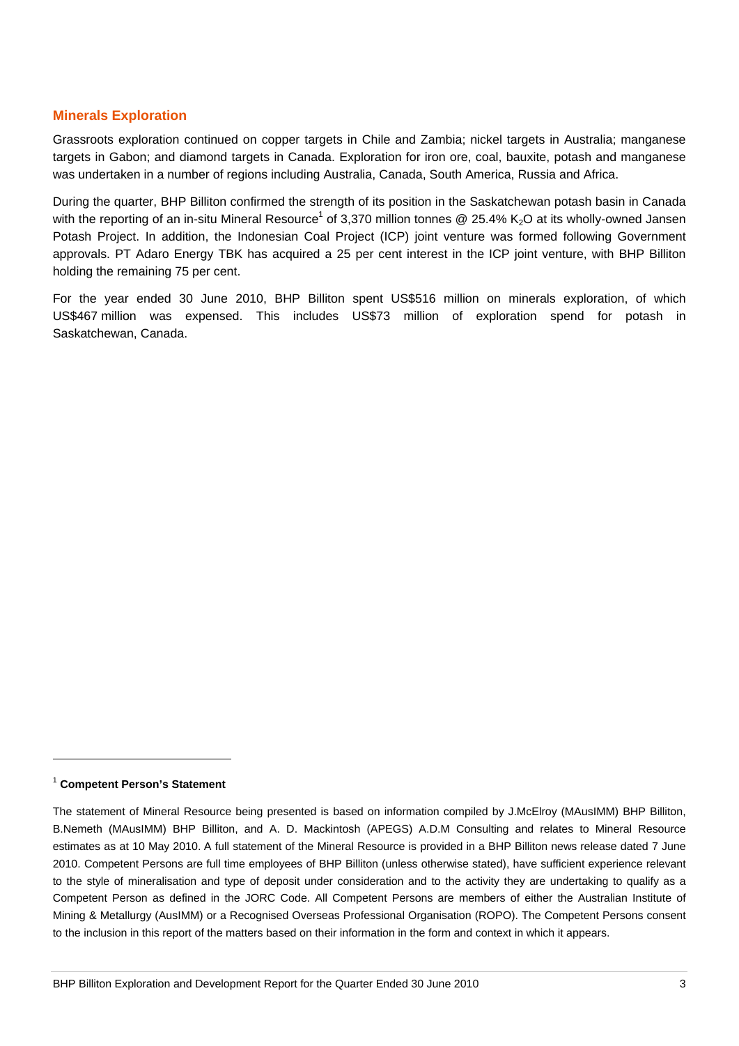## Minerals Exploration

Grassroots exploration continued on copper targets in Chile and Zambia; nickel targets in Australia; manganese targets in Gabon; and diamond targets in Canada. Exploration for iron ore, coal, bauxite, potash and manganese was undertaken in a number of regions including Australia, Canada, South America, Russia and Africa.

During the quarter, BHP Billiton confirmed the strength of its position in the Saskatchewan potash basin in Canada with the reporting of an in-situ Mineral Resource[1] of 3,370 million tonnes @ 25.4% $K_2O$ at its wholly-owned Jansen Potash Project. In addition, the Indonesian Coal Project (ICP) joint venture was formed following Government approvals. PT Adaro Energy TBK has acquired a 25 per cent interest in the ICP joint venture, with BHP Billiton holding the remaining 75 per cent.

For the year ended 30 June 2010, BHP Billiton spent US$516 million on minerals exploration, of which US$467 million was expensed. This includes US$73 million of exploration spend for potash in Saskatchewan, Canada.

---

[1] **Competent Person's Statement**

The statement of Mineral Resource being presented is based on information compiled by J.McElroy (MAusIMM) BHP Billiton, B.Nemeth (MAusIMM) BHP Billiton, and A. D. Mackintosh (APEGS) A.D.M Consulting and relates to Mineral Resource estimates as at 10 May 2010. A full statement of the Mineral Resource is provided in a BHP Billiton news release dated 7 June 2010. Competent Persons are full time employees of BHP Billiton (unless otherwise stated), have sufficient experience relevant to the style of mineralisation and type of deposit under consideration and to the activity they are undertaking to qualify as a Competent Person as defined in the JORC Code. All Competent Persons are members of either the Australian Institute of Mining & Metallurgy (AusIMM) or a Recognised Overseas Professional Organisation (ROPO). The Competent Persons consent to the inclusion in this report of the matters based on their information in the form and context in which it appears.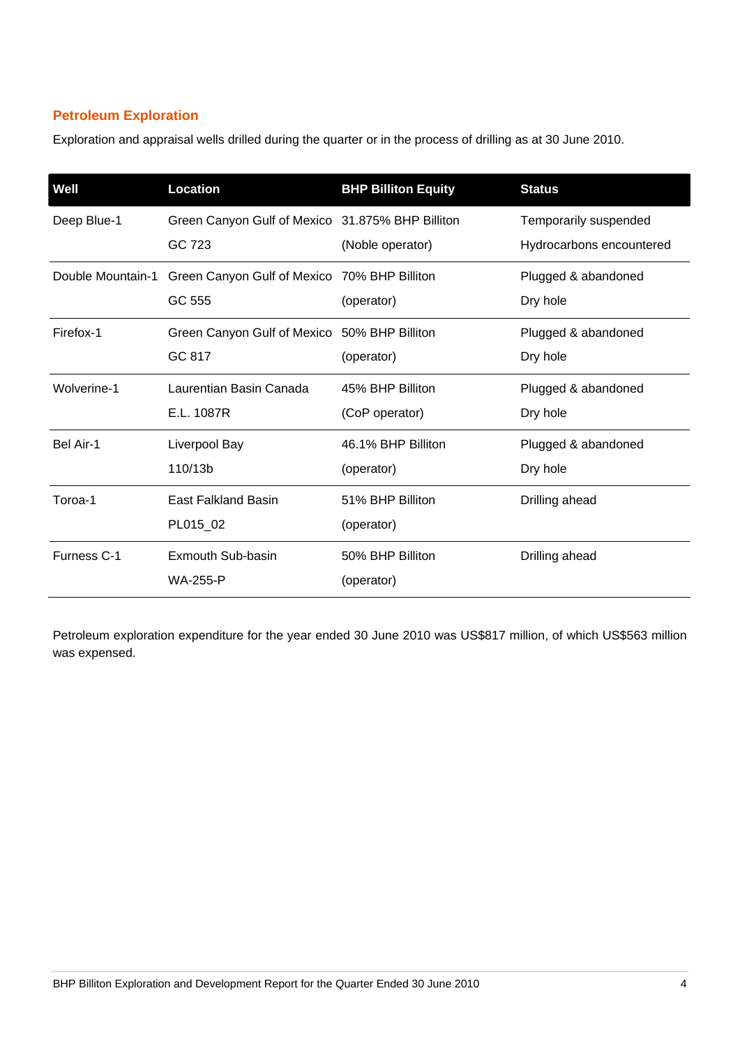## Petroleum Exploration

Exploration and appraisal wells drilled during the quarter or in the process of drilling as at 30 June 2010.

| Well | Location | BHP Billiton Equity | Status |
|---|---|---|---|
| Deep Blue-1 | Green Canyon Gulf of Mexico GC 723 | 31.875% BHP Billiton (Noble operator) | Temporarily suspended Hydrocarbons encountered |
| Double Mountain-1 | Green Canyon Gulf of Mexico GC 555 | 70% BHP Billiton (operator) | Plugged & abandoned Dry hole |
| Firefox-1 | Green Canyon Gulf of Mexico GC 817 | 50% BHP Billiton (operator) | Plugged & abandoned Dry hole |
| Wolverine-1 | Laurentian Basin Canada E.L. 1087R | 45% BHP Billiton (CoP operator) | Plugged & abandoned Dry hole |
| Bel Air-1 | Liverpool Bay 110/13b | 46.1% BHP Billiton (operator) | Plugged & abandoned Dry hole |
| Toroa-1 | East Falkland Basin PL015_02 | 51% BHP Billiton (operator) | Drilling ahead |
| Furness C-1 | Exmouth Sub-basin WA-255-P | 50% BHP Billiton (operator) | Drilling ahead |

Petroleum exploration expenditure for the year ended 30 June 2010 was US$817 million, of which US$563 million was expensed.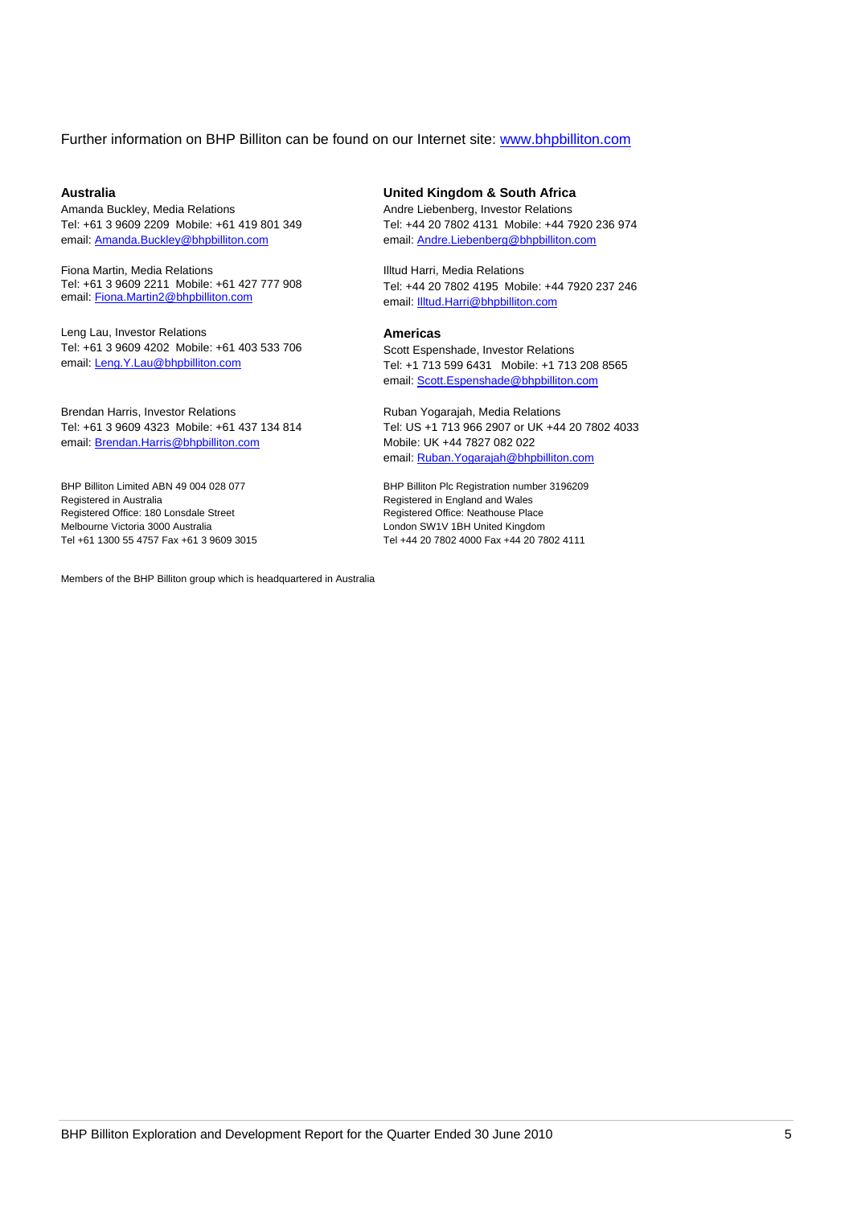Further information on BHP Billiton can be found on our Internet site: [www.bhpbilliton.com](http://www.bhpbilliton.com)

**Australia**

Amanda Buckley, Media Relations
Tel: +61 3 9609 2209 Mobile: +61 419 801 349
email: Amanda.Buckley@bhpbilliton.com

Fiona Martin, Media Relations
Tel: +61 3 9609 2211 Mobile: +61 427 777 908
email: Fiona.Martin2@bhpbilliton.com

Leng Lau, Investor Relations
Tel: +61 3 9609 4202 Mobile: +61 403 533 706
email: Leng.Y.Lau@bhpbilliton.com

Brendan Harris, Investor Relations
Tel: +61 3 9609 4323 Mobile: +61 437 134 814
email: Brendan.Harris@bhpbilliton.com

BHP Billiton Limited ABN 49 004 028 077
Registered in Australia
Registered Office: 180 Lonsdale Street
Melbourne Victoria 3000 Australia
Tel +61 1300 55 4757 Fax +61 3 9609 3015

**United Kingdom & South Africa**

Andre Liebenberg, Investor Relations
Tel: +44 20 7802 4131 Mobile: +44 7920 236 974
email: Andre.Liebenberg@bhpbilliton.com

Illtud Harri, Media Relations
Tel: +44 20 7802 4195 Mobile: +44 7920 237 246
email: Illtud.Harri@bhpbilliton.com

**Americas**

Scott Espenshade, Investor Relations
Tel: +1 713 599 6431 Mobile: +1 713 208 8565
email: Scott.Espenshade@bhpbilliton.com

Ruban Yogarajah, Media Relations
Tel: US +1 713 966 2907 or UK +44 20 7802 4033
Mobile: UK +44 7827 082 022
email: Ruban.Yogarajah@bhpbilliton.com

BHP Billiton Plc Registration number 3196209
Registered in England and Wales
Registered Office: Neathouse Place
London SW1V 1BH United Kingdom
Tel +44 20 7802 4000 Fax +44 20 7802 4111

Members of the BHP Billiton group which is headquartered in Australia